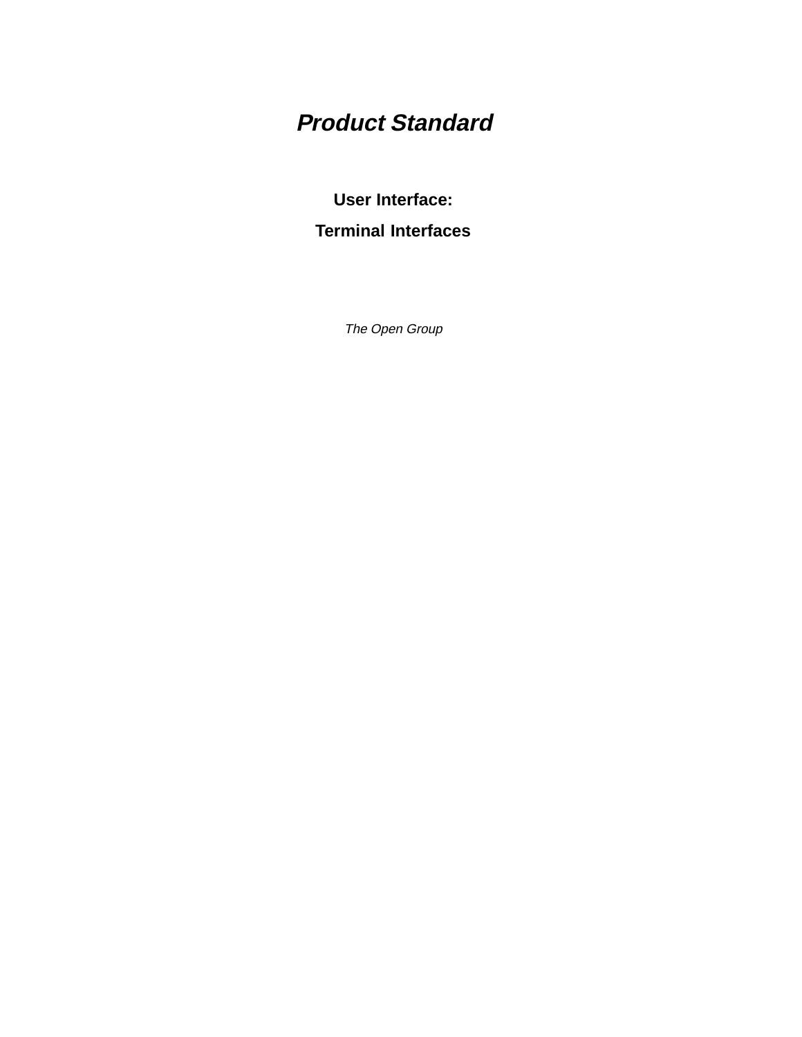# *Product Standard*

## User Interface:

## Terminal Interfaces

*The Open Group*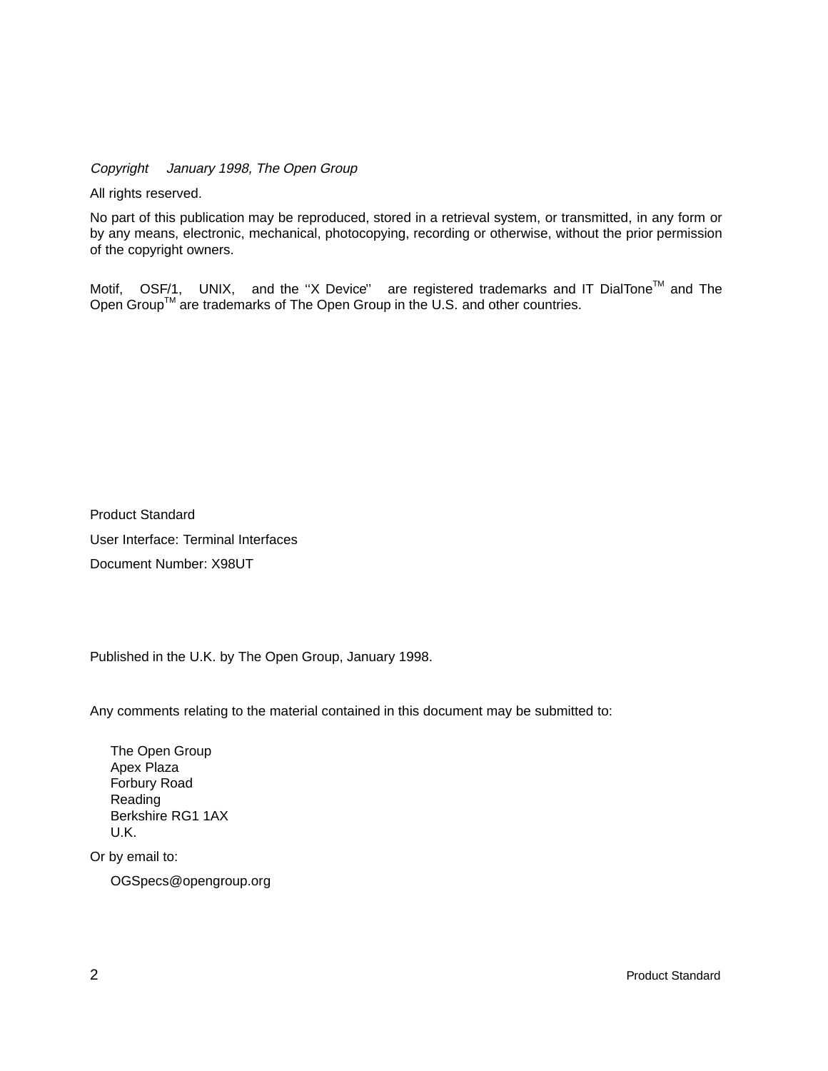*Copyright January 1998, The Open Group*

All rights reserved.

No part of this publication may be reproduced, stored in a retrieval system, or transmitted, in any form or by any means, electronic, mechanical, photocopying, recording or otherwise, without the prior permission of the copyright owners.

Motif, OSF/1, UNIX, and the ''X Device'' are registered trademarks and IT DialTone™ and The Open Group™ are trademarks of The Open Group in the U.S. and other countries.

Product Standard

User Interface: Terminal Interfaces

Document Number: X98UT

Published in the U.K. by The Open Group, January 1998.

Any comments relating to the material contained in this document may be submitted to:

The Open Group
Apex Plaza
Forbury Road
Reading
Berkshire RG1 1AX
U.K.

Or by email to:

OGSpecs@opengroup.org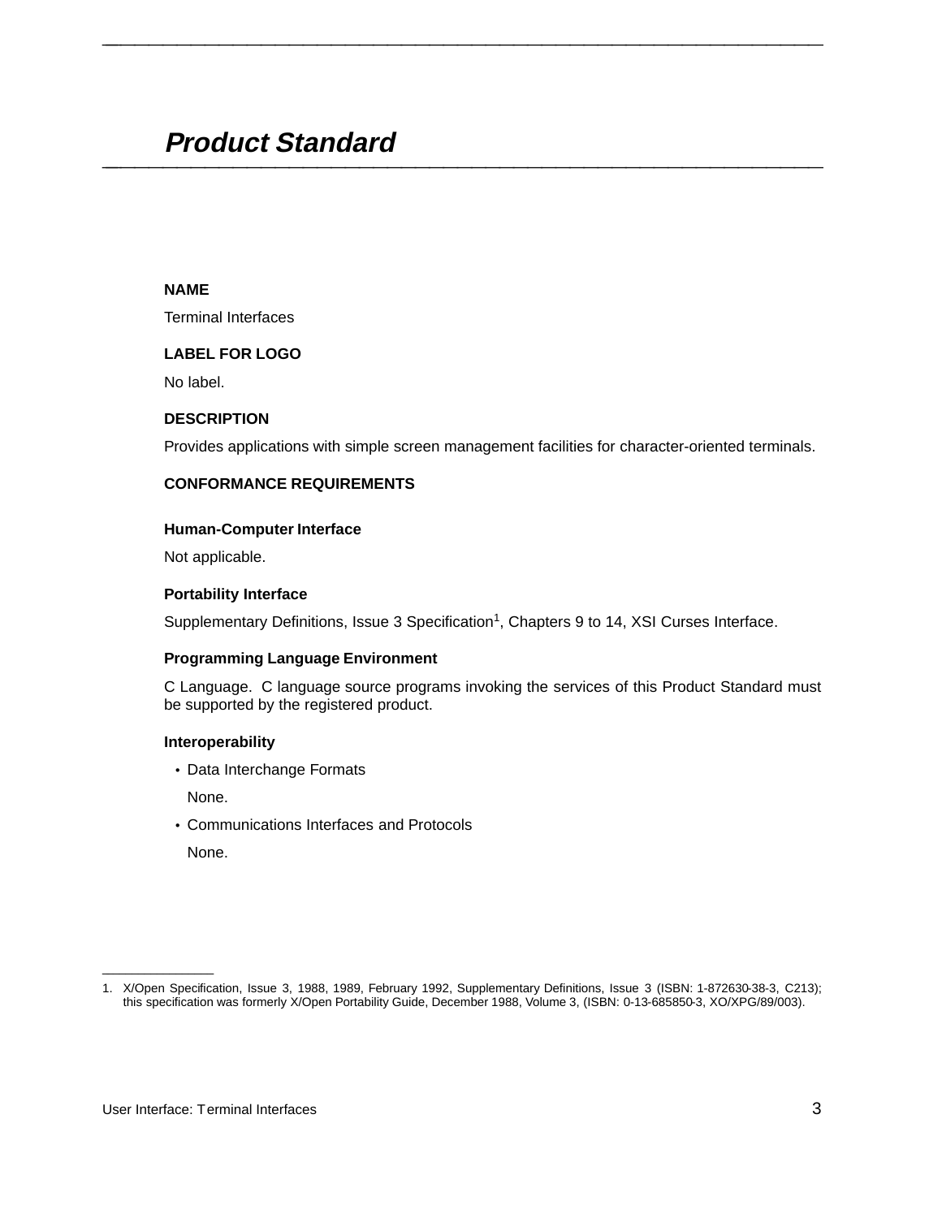# *Product Standard*

**NAME**

Terminal Interfaces

**LABEL FOR LOGO**

No label.

**DESCRIPTION**

Provides applications with simple screen management facilities for character-oriented terminals.

**CONFORMANCE REQUIREMENTS**

**Human-Computer Interface**

Not applicable.

**Portability Interface**

Supplementary Definitions, Issue 3 Specification[1], Chapters 9 to 14, XSI Curses Interface.

**Programming Language Environment**

C Language. C language source programs invoking the services of this Product Standard must be supported by the registered product.

**Interoperability**

- Data Interchange Formats

  None.

- Communications Interfaces and Protocols

  None.

---

1. X/Open Specification, Issue 3, 1988, 1989, February 1992, Supplementary Definitions, Issue 3 (ISBN: 1-872630-38-3, C213); this specification was formerly X/Open Portability Guide, December 1988, Volume 3, (ISBN: 0-13-685850-3, XO/XPG/89/003).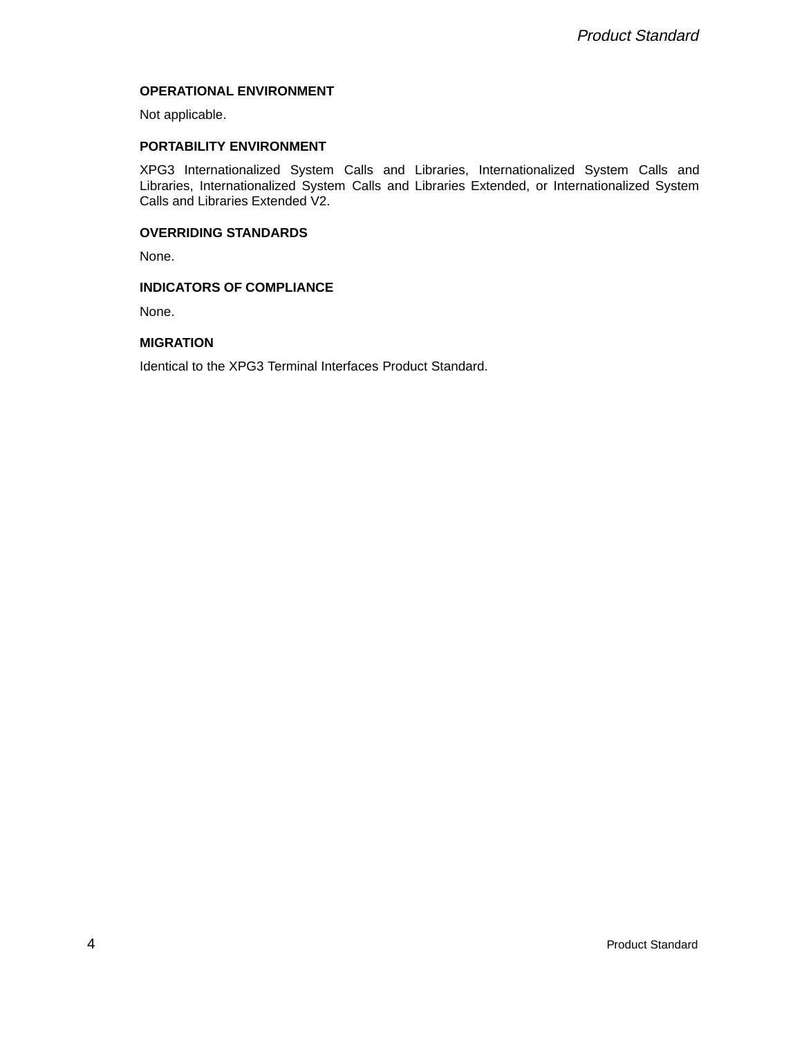**OPERATIONAL ENVIRONMENT**

Not applicable.

**PORTABILITY ENVIRONMENT**

XPG3 Internationalized System Calls and Libraries, Internationalized System Calls and Libraries, Internationalized System Calls and Libraries Extended, or Internationalized System Calls and Libraries Extended V2.

**OVERRIDING STANDARDS**

None.

**INDICATORS OF COMPLIANCE**

None.

**MIGRATION**

Identical to the XPG3 Terminal Interfaces Product Standard.